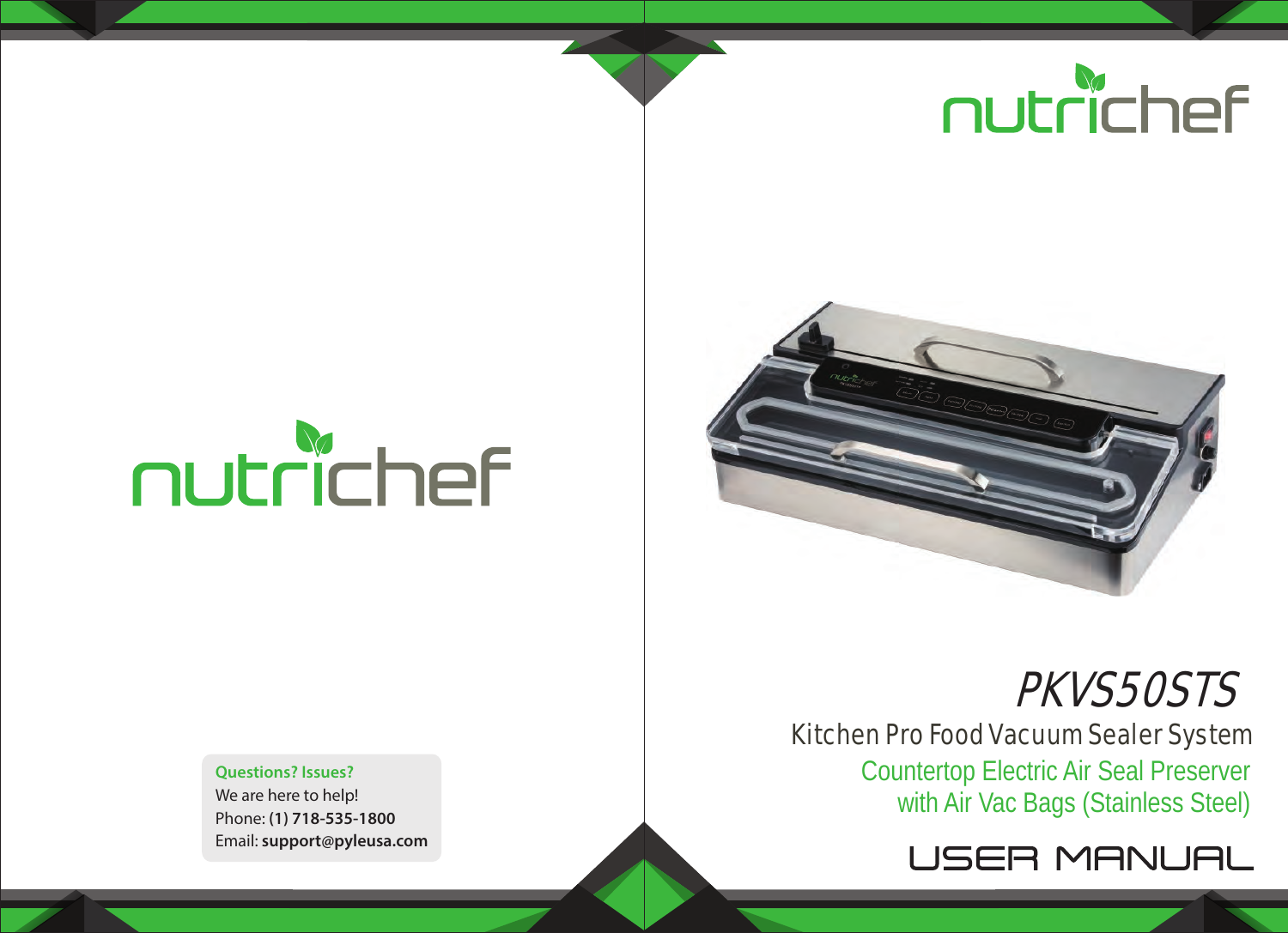nutrichef

**Questions? Issues?**
We are here to help!
Phone: **(1) 718-535-1800**
Email: **support@pyleusa.com**

nutrichef

# PKVS50STS

## Kitchen Pro Food Vacuum Sealer System

Countertop Electric Air Seal Preserver
with Air Vac Bags (Stainless Steel)

# USER MANUAL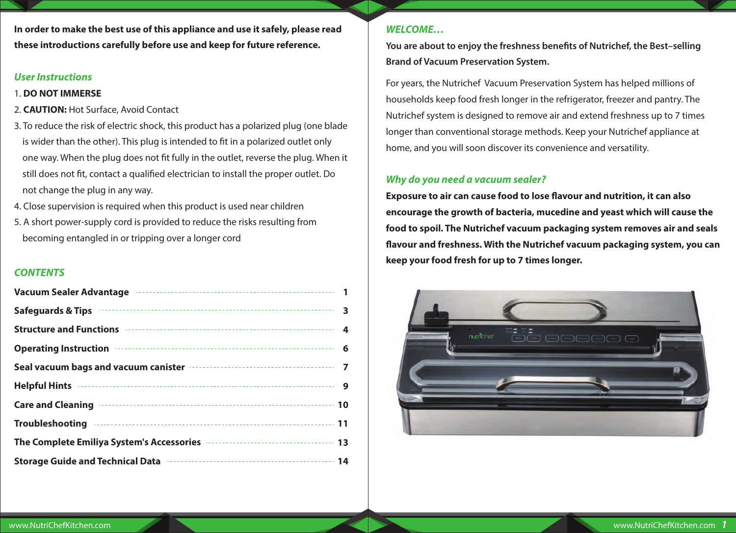**In order to make the best use of this appliance and use it safely, please read these introductions carefully before use and keep for future reference.**

## *User Instructions*

1. **DO NOT IMMERSE**
2. **CAUTION:** Hot Surface, Avoid Contact
3. To reduce the risk of electric shock, this product has a polarized plug (one blade is wider than the other). This plug is intended to fit in a polarized outlet only one way. When the plug does not fit fully in the outlet, reverse the plug. When it still does not fit, contact a qualified electrician to install the proper outlet. Do not change the plug in any way.
4. Close supervision is required when this product is used near children
5. A short power-supply cord is provided to reduce the risks resulting from becoming entangled in or tripping over a longer cord

## *CONTENTS*

| | |
|---|---|
| **Vacuum Sealer Advantage** | **1** |
| **Safeguards & Tips** | **3** |
| **Structure and Functions** | **4** |
| **Operating Instruction** | **6** |
| **Seal vacuum bags and vacuum canister** | **7** |
| **Helpful Hints** | **9** |
| **Care and Cleaning** | **10** |
| **Troubleshooting** | **11** |
| **The Complete Emiliya System's Accessories** | **13** |
| **Storage Guide and Technical Data** | **14** |

## *WELCOME…*

**You are about to enjoy the freshness benefits of Nutrichef, the Best–selling Brand of Vacuum Preservation System.**

For years, the Nutrichef Vacuum Preservation System has helped millions of households keep food fresh longer in the refrigerator, freezer and pantry. The Nutrichef system is designed to remove air and extend freshness up to 7 times longer than conventional storage methods. Keep your Nutrichef appliance at home, and you will soon discover its convenience and versatility.

## *Why do you need a vacuum sealer?*

**Exposure to air can cause food to lose flavour and nutrition, it can also encourage the growth of bacteria, mucedine and yeast which will cause the food to spoil. The Nutrichef vacuum packaging system removes air and seals flavour and freshness. With the Nutrichef vacuum packaging system, you can keep your food fresh for up to 7 times longer.**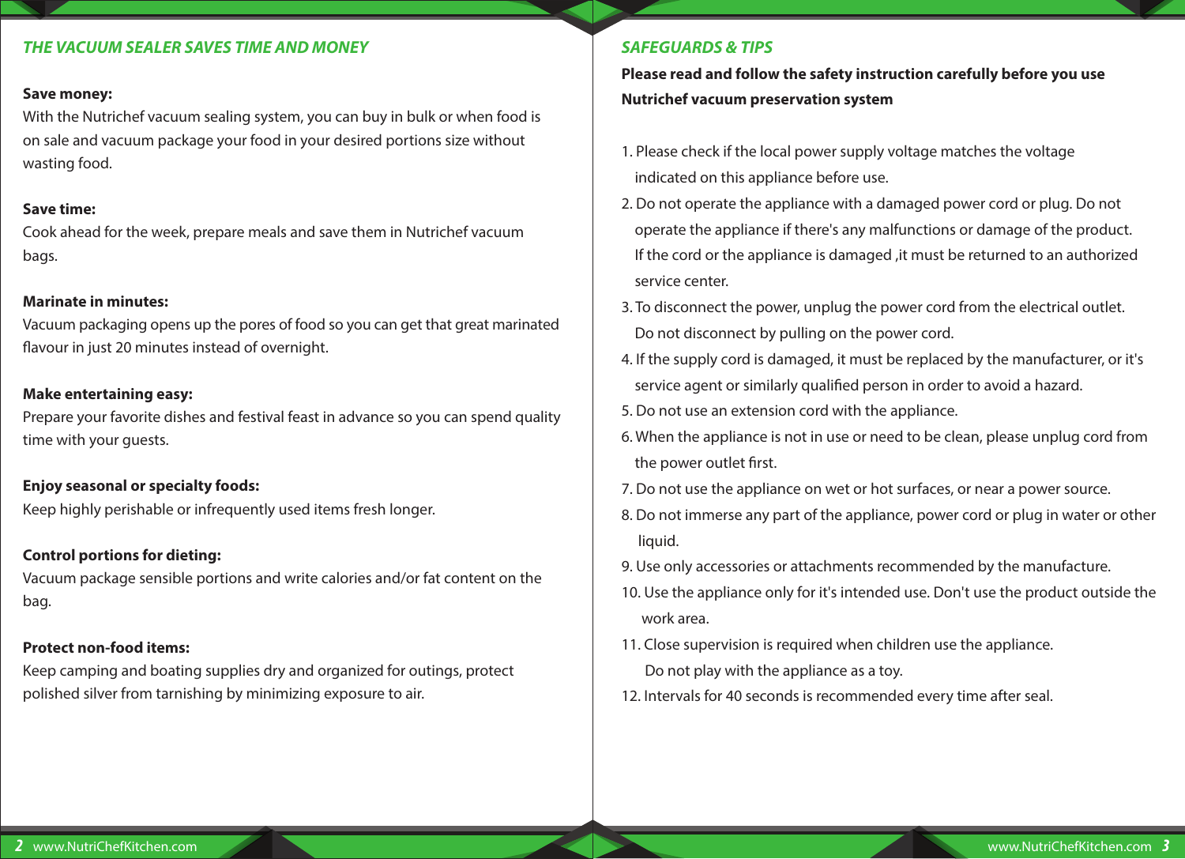## *THE VACUUM SEALER SAVES TIME AND MONEY*

**Save money:**
With the Nutrichef vacuum sealing system, you can buy in bulk or when food is on sale and vacuum package your food in your desired portions size without wasting food.

**Save time:**
Cook ahead for the week, prepare meals and save them in Nutrichef vacuum bags.

**Marinate in minutes:**
Vacuum packaging opens up the pores of food so you can get that great marinated flavour in just 20 minutes instead of overnight.

**Make entertaining easy:**
Prepare your favorite dishes and festival feast in advance so you can spend quality time with your guests.

**Enjoy seasonal or specialty foods:**
Keep highly perishable or infrequently used items fresh longer.

**Control portions for dieting:**
Vacuum package sensible portions and write calories and/or fat content on the bag.

**Protect non-food items:**
Keep camping and boating supplies dry and organized for outings, protect polished silver from tarnishing by minimizing exposure to air.

## *SAFEGUARDS & TIPS*

**Please read and follow the safety instruction carefully before you use Nutrichef vacuum preservation system**

1. Please check if the local power supply voltage matches the voltage indicated on this appliance before use.
2. Do not operate the appliance with a damaged power cord or plug. Do not operate the appliance if there's any malfunctions or damage of the product. If the cord or the appliance is damaged ,it must be returned to an authorized service center.
3. To disconnect the power, unplug the power cord from the electrical outlet. Do not disconnect by pulling on the power cord.
4. If the supply cord is damaged, it must be replaced by the manufacturer, or it's service agent or similarly qualified person in order to avoid a hazard.
5. Do not use an extension cord with the appliance.
6. When the appliance is not in use or need to be clean, please unplug cord from the power outlet first.
7. Do not use the appliance on wet or hot surfaces, or near a power source.
8. Do not immerse any part of the appliance, power cord or plug in water or other liquid.
9. Use only accessories or attachments recommended by the manufacture.
10. Use the appliance only for it's intended use. Don't use the product outside the work area.
11. Close supervision is required when children use the appliance. Do not play with the appliance as a toy.
12. Intervals for 40 seconds is recommended every time after seal.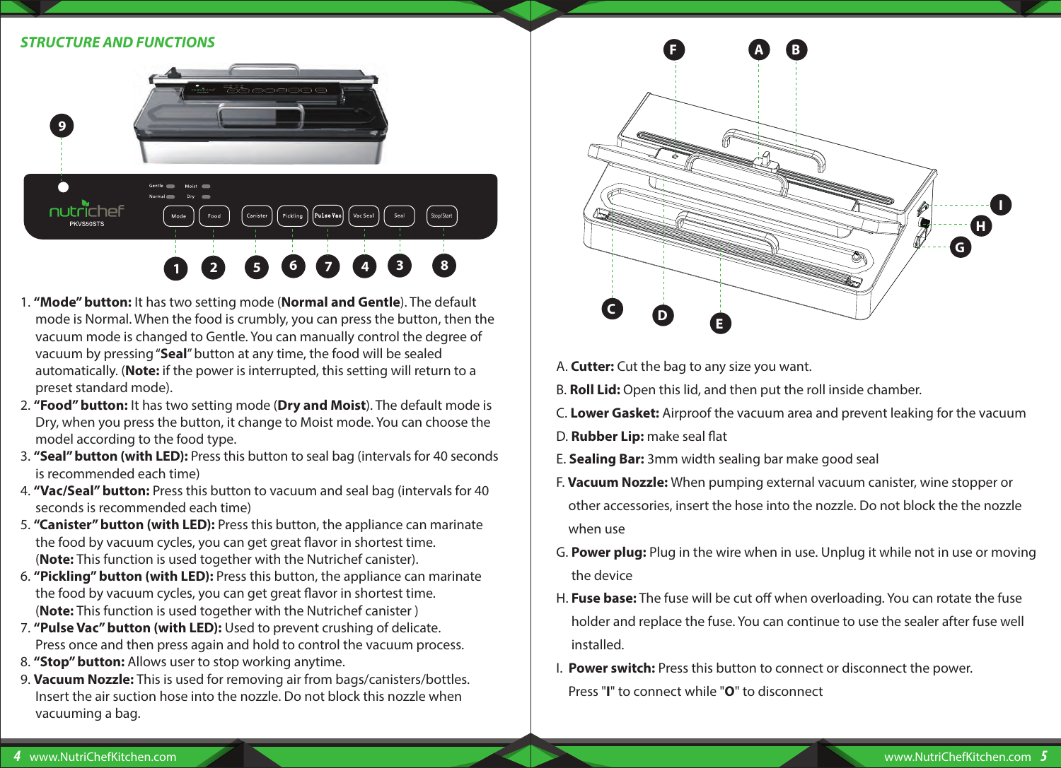## STRUCTURE AND FUNCTIONS

1. **"Mode" button:** It has two setting mode (**Normal and Gentle**). The default mode is Normal. When the food is crumbly, you can press the button, then the vacuum mode is changed to Gentle. You can manually control the degree of vacuum by pressing "**Seal**" button at any time, the food will be sealed automatically. (**Note:** if the power is interrupted, this setting will return to a preset standard mode).
2. **"Food" button:** It has two setting mode (**Dry and Moist**). The default mode is Dry, when you press the button, it change to Moist mode. You can choose the model according to the food type.
3. **"Seal" button (with LED):** Press this button to seal bag (intervals for 40 seconds is recommended each time)
4. **"Vac/Seal" button:** Press this button to vacuum and seal bag (intervals for 40 seconds is recommended each time)
5. **"Canister" button (with LED):** Press this button, the appliance can marinate the food by vacuum cycles, you can get great flavor in shortest time. (**Note:** This function is used together with the Nutrichef canister).
6. **"Pickling" button (with LED):** Press this button, the appliance can marinate the food by vacuum cycles, you can get great flavor in shortest time. (**Note:** This function is used together with the Nutrichef canister )
7. **"Pulse Vac" button (with LED):** Used to prevent crushing of delicate. Press once and then press again and hold to control the vacuum process.
8. **"Stop" button:** Allows user to stop working anytime.
9. **Vacuum Nozzle:** This is used for removing air from bags/canisters/bottles. Insert the air suction hose into the nozzle. Do not block this nozzle when vacuuming a bag.

A. **Cutter:** Cut the bag to any size you want.

B. **Roll Lid:** Open this lid, and then put the roll inside chamber.

C. **Lower Gasket:** Airproof the vacuum area and prevent leaking for the vacuum

D. **Rubber Lip:** make seal flat

E. **Sealing Bar:** 3mm width sealing bar make good seal

F. **Vacuum Nozzle:** When pumping external vacuum canister, wine stopper or other accessories, insert the hose into the nozzle. Do not block the the nozzle when use

G. **Power plug:** Plug in the wire when in use. Unplug it while not in use or moving the device

H. **Fuse base:** The fuse will be cut off when overloading. You can rotate the fuse holder and replace the fuse. You can continue to use the sealer after fuse well installed.

I. **Power switch:** Press this button to connect or disconnect the power. Press "**I**" to connect while "**O**" to disconnect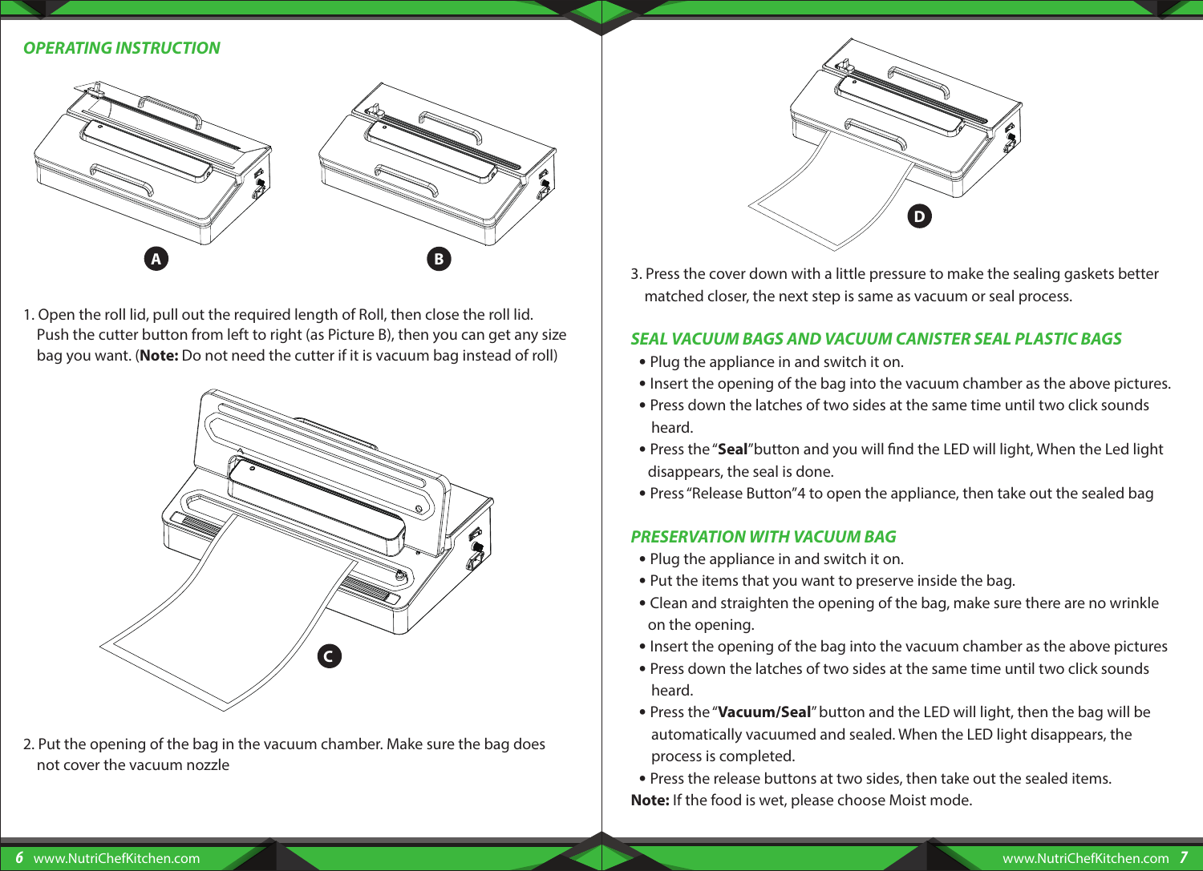## OPERATING INSTRUCTION

A B

1. Open the roll lid, pull out the required length of Roll, then close the roll lid. Push the cutter button from left to right (as Picture B), then you can get any size bag you want. (**Note:** Do not need the cutter if it is vacuum bag instead of roll)

C

2. Put the opening of the bag in the vacuum chamber. Make sure the bag does not cover the vacuum nozzle

D

3. Press the cover down with a little pressure to make the sealing gaskets better matched closer, the next step is same as vacuum or seal process.

## SEAL VACUUM BAGS AND VACUUM CANISTER SEAL PLASTIC BAGS

- Plug the appliance in and switch it on.
- Insert the opening of the bag into the vacuum chamber as the above pictures.
- Press down the latches of two sides at the same time until two click sounds heard.
- Press the "**Seal**"button and you will find the LED will light, When the Led light disappears, the seal is done.
- Press "Release Button"4 to open the appliance, then take out the sealed bag

## PRESERVATION WITH VACUUM BAG

- Plug the appliance in and switch it on.
- Put the items that you want to preserve inside the bag.
- Clean and straighten the opening of the bag, make sure there are no wrinkle on the opening.
- Insert the opening of the bag into the vacuum chamber as the above pictures
- Press down the latches of two sides at the same time until two click sounds heard.
- Press the "**Vacuum/Seal**" button and the LED will light, then the bag will be automatically vacuumed and sealed. When the LED light disappears, the process is completed.
- Press the release buttons at two sides, then take out the sealed items.

**Note:** If the food is wet, please choose Moist mode.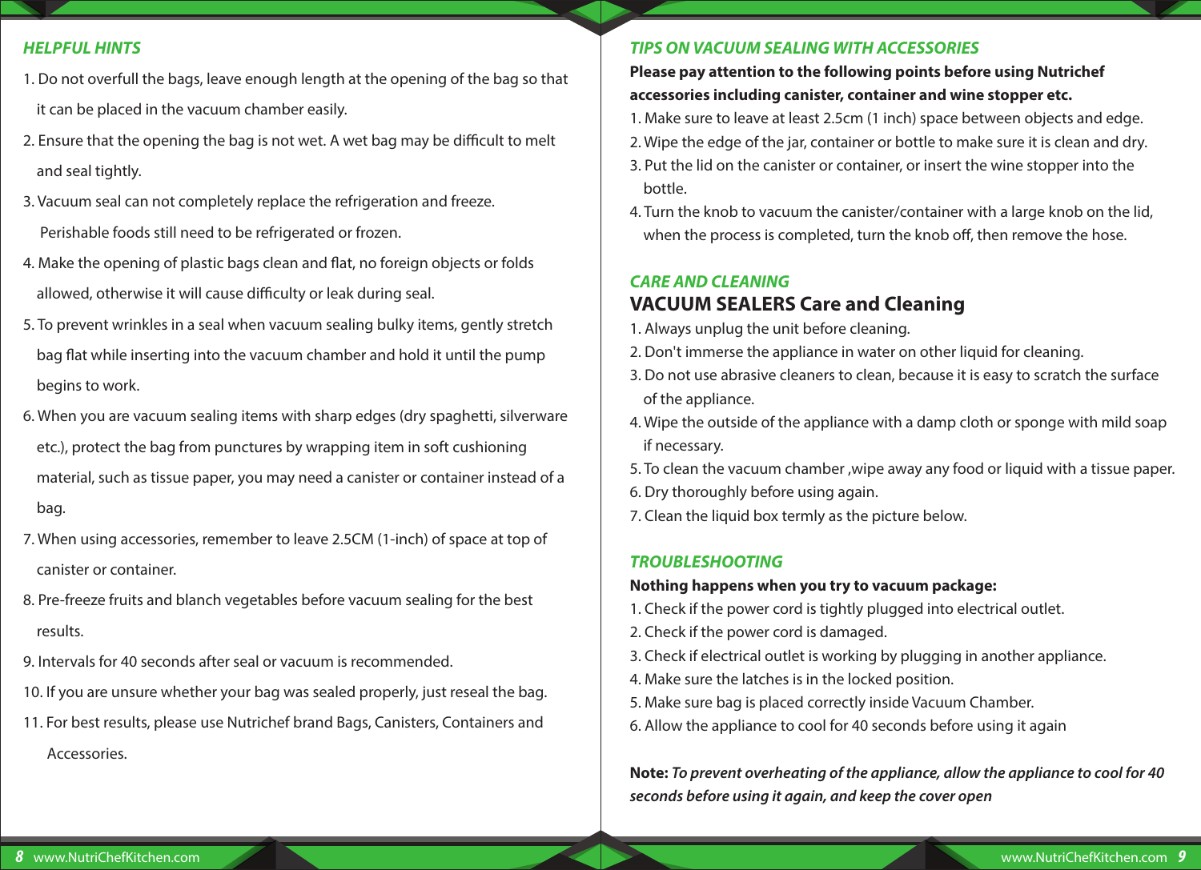## *HELPFUL HINTS*

1. Do not overfull the bags, leave enough length at the opening of the bag so that it can be placed in the vacuum chamber easily.
2. Ensure that the opening the bag is not wet. A wet bag may be difficult to melt and seal tightly.
3. Vacuum seal can not completely replace the refrigeration and freeze. Perishable foods still need to be refrigerated or frozen.
4. Make the opening of plastic bags clean and flat, no foreign objects or folds allowed, otherwise it will cause difficulty or leak during seal.
5. To prevent wrinkles in a seal when vacuum sealing bulky items, gently stretch bag flat while inserting into the vacuum chamber and hold it until the pump begins to work.
6. When you are vacuum sealing items with sharp edges (dry spaghetti, silverware etc.), protect the bag from punctures by wrapping item in soft cushioning material, such as tissue paper, you may need a canister or container instead of a bag.
7. When using accessories, remember to leave 2.5CM (1-inch) of space at top of canister or container.
8. Pre-freeze fruits and blanch vegetables before vacuum sealing for the best results.
9. Intervals for 40 seconds after seal or vacuum is recommended.
10. If you are unsure whether your bag was sealed properly, just reseal the bag.
11. For best results, please use Nutrichef brand Bags, Canisters, Containers and Accessories.

## *TIPS ON VACUUM SEALING WITH ACCESSORIES*

**Please pay attention to the following points before using Nutrichef accessories including canister, container and wine stopper etc.**

1. Make sure to leave at least 2.5cm (1 inch) space between objects and edge.
2. Wipe the edge of the jar, container or bottle to make sure it is clean and dry.
3. Put the lid on the canister or container, or insert the wine stopper into the bottle.
4. Turn the knob to vacuum the canister/container with a large knob on the lid, when the process is completed, turn the knob off, then remove the hose.

## *CARE AND CLEANING*

### VACUUM SEALERS Care and Cleaning

1. Always unplug the unit before cleaning.
2. Don't immerse the appliance in water on other liquid for cleaning.
3. Do not use abrasive cleaners to clean, because it is easy to scratch the surface of the appliance.
4. Wipe the outside of the appliance with a damp cloth or sponge with mild soap if necessary.
5. To clean the vacuum chamber ,wipe away any food or liquid with a tissue paper.
6. Dry thoroughly before using again.
7. Clean the liquid box termly as the picture below.

## *TROUBLESHOOTING*

**Nothing happens when you try to vacuum package:**

1. Check if the power cord is tightly plugged into electrical outlet.
2. Check if the power cord is damaged.
3. Check if electrical outlet is working by plugging in another appliance.
4. Make sure the latches is in the locked position.
5. Make sure bag is placed correctly inside Vacuum Chamber.
6. Allow the appliance to cool for 40 seconds before using it again

**Note:** ***To prevent overheating of the appliance, allow the appliance to cool for 40 seconds before using it again, and keep the cover open***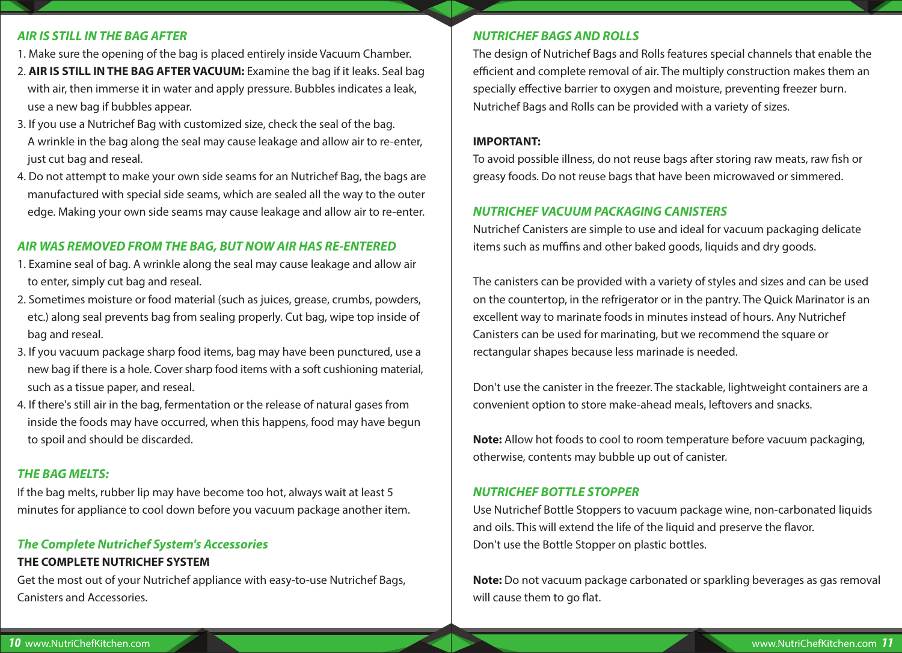### *AIR IS STILL IN THE BAG AFTER*

1. Make sure the opening of the bag is placed entirely inside Vacuum Chamber.
2. **AIR IS STILL IN THE BAG AFTER VACUUM:** Examine the bag if it leaks. Seal bag with air, then immerse it in water and apply pressure. Bubbles indicates a leak, use a new bag if bubbles appear.
3. If you use a Nutrichef Bag with customized size, check the seal of the bag. A wrinkle in the bag along the seal may cause leakage and allow air to re-enter, just cut bag and reseal.
4. Do not attempt to make your own side seams for an Nutrichef Bag, the bags are manufactured with special side seams, which are sealed all the way to the outer edge. Making your own side seams may cause leakage and allow air to re-enter.

### *AIR WAS REMOVED FROM THE BAG, BUT NOW AIR HAS RE-ENTERED*

1. Examine seal of bag. A wrinkle along the seal may cause leakage and allow air to enter, simply cut bag and reseal.
2. Sometimes moisture or food material (such as juices, grease, crumbs, powders, etc.) along seal prevents bag from sealing properly. Cut bag, wipe top inside of bag and reseal.
3. If you vacuum package sharp food items, bag may have been punctured, use a new bag if there is a hole. Cover sharp food items with a soft cushioning material, such as a tissue paper, and reseal.
4. If there's still air in the bag, fermentation or the release of natural gases from inside the foods may have occurred, when this happens, food may have begun to spoil and should be discarded.

### *THE BAG MELTS:*

If the bag melts, rubber lip may have become too hot, always wait at least 5 minutes for appliance to cool down before you vacuum package another item.

## *The Complete Nutrichef System's Accessories*

**THE COMPLETE NUTRICHEF SYSTEM**

Get the most out of your Nutrichef appliance with easy-to-use Nutrichef Bags, Canisters and Accessories.

### *NUTRICHEF BAGS AND ROLLS*

The design of Nutrichef Bags and Rolls features special channels that enable the efficient and complete removal of air. The multiply construction makes them an specially effective barrier to oxygen and moisture, preventing freezer burn. Nutrichef Bags and Rolls can be provided with a variety of sizes.

**IMPORTANT:**

To avoid possible illness, do not reuse bags after storing raw meats, raw fish or greasy foods. Do not reuse bags that have been microwaved or simmered.

### *NUTRICHEF VACUUM PACKAGING CANISTERS*

Nutrichef Canisters are simple to use and ideal for vacuum packaging delicate items such as muffins and other baked goods, liquids and dry goods.

The canisters can be provided with a variety of styles and sizes and can be used on the countertop, in the refrigerator or in the pantry. The Quick Marinator is an excellent way to marinate foods in minutes instead of hours. Any Nutrichef Canisters can be used for marinating, but we recommend the square or rectangular shapes because less marinade is needed.

Don't use the canister in the freezer. The stackable, lightweight containers are a convenient option to store make-ahead meals, leftovers and snacks.

**Note:** Allow hot foods to cool to room temperature before vacuum packaging, otherwise, contents may bubble up out of canister.

### *NUTRICHEF BOTTLE STOPPER*

Use Nutrichef Bottle Stoppers to vacuum package wine, non-carbonated liquids and oils. This will extend the life of the liquid and preserve the flavor.
Don't use the Bottle Stopper on plastic bottles.

**Note:** Do not vacuum package carbonated or sparkling beverages as gas removal will cause them to go flat.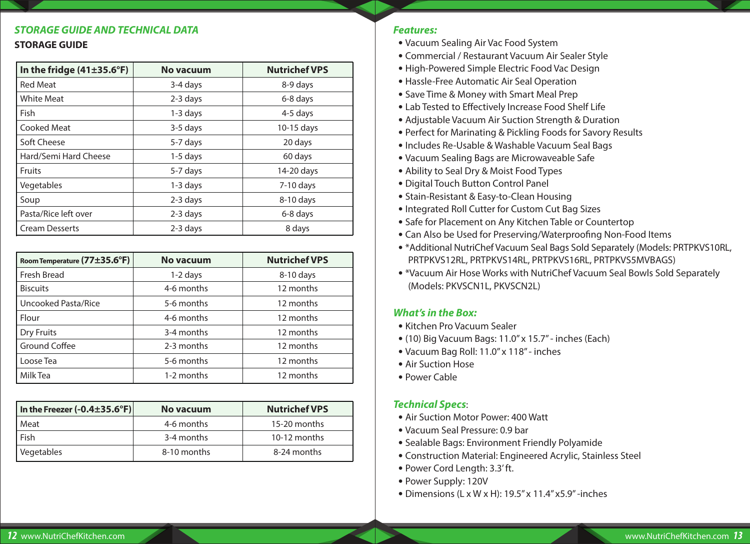## STORAGE GUIDE AND TECHNICAL DATA

### STORAGE GUIDE

| In the fridge (41±35.6°F) | No vacuum | Nutrichef VPS |
|---|---|---|
| Red Meat | 3-4 days | 8-9 days |
| White Meat | 2-3 days | 6-8 days |
| Fish | 1-3 days | 4-5 days |
| Cooked Meat | 3-5 days | 10-15 days |
| Soft Cheese | 5-7 days | 20 days |
| Hard/Semi Hard Cheese | 1-5 days | 60 days |
| Fruits | 5-7 days | 14-20 days |
| Vegetables | 1-3 days | 7-10 days |
| Soup | 2-3 days | 8-10 days |
| Pasta/Rice left over | 2-3 days | 6-8 days |
| Cream Desserts | 2-3 days | 8 days |

| Room Temperature (77±35.6°F) | No vacuum | Nutrichef VPS |
|---|---|---|
| Fresh Bread | 1-2 days | 8-10 days |
| Biscuits | 4-6 months | 12 months |
| Uncooked Pasta/Rice | 5-6 months | 12 months |
| Flour | 4-6 months | 12 months |
| Dry Fruits | 3-4 months | 12 months |
| Ground Coffee | 2-3 months | 12 months |
| Loose Tea | 5-6 months | 12 months |
| Milk Tea | 1-2 months | 12 months |

| In the Freezer (-0.4±35.6°F) | No vacuum | Nutrichef VPS |
|---|---|---|
| Meat | 4-6 months | 15-20 months |
| Fish | 3-4 months | 10-12 months |
| Vegetables | 8-10 months | 8-24 months |

### Features:

- Vacuum Sealing Air Vac Food System
- Commercial / Restaurant Vacuum Air Sealer Style
- High-Powered Simple Electric Food Vac Design
- Hassle-Free Automatic Air Seal Operation
- Save Time & Money with Smart Meal Prep
- Lab Tested to Effectively Increase Food Shelf Life
- Adjustable Vacuum Air Suction Strength & Duration
- Perfect for Marinating & Pickling Foods for Savory Results
- Includes Re-Usable & Washable Vacuum Seal Bags
- Vacuum Sealing Bags are Microwaveable Safe
- Ability to Seal Dry & Moist Food Types
- Digital Touch Button Control Panel
- Stain-Resistant & Easy-to-Clean Housing
- Integrated Roll Cutter for Custom Cut Bag Sizes
- Safe for Placement on Any Kitchen Table or Countertop
- Can Also be Used for Preserving/Waterproofing Non-Food Items
- *Additional NutriChef Vacuum Seal Bags Sold Separately (Models: PRTPKVS10RL, PRTPKVS12RL, PRTPKVS14RL, PRTPKVS16RL, PRTPKVS5MVBAGS)
- *Vacuum Air Hose Works with NutriChef Vacuum Seal Bowls Sold Separately (Models: PKVSCN1L, PKVSCN2L)

### What's in the Box:

- Kitchen Pro Vacuum Sealer
- (10) Big Vacuum Bags: 11.0" x 15.7" - inches (Each)
- Vacuum Bag Roll: 11.0" x 118" - inches
- Air Suction Hose
- Power Cable

### Technical Specs:

- Air Suction Motor Power: 400 Watt
- Vacuum Seal Pressure: 0.9 bar
- Sealable Bags: Environment Friendly Polyamide
- Construction Material: Engineered Acrylic, Stainless Steel
- Power Cord Length: 3.3' ft.
- Power Supply: 120V
- Dimensions (L x W x H): 19.5" x 11.4" x5.9" -inches